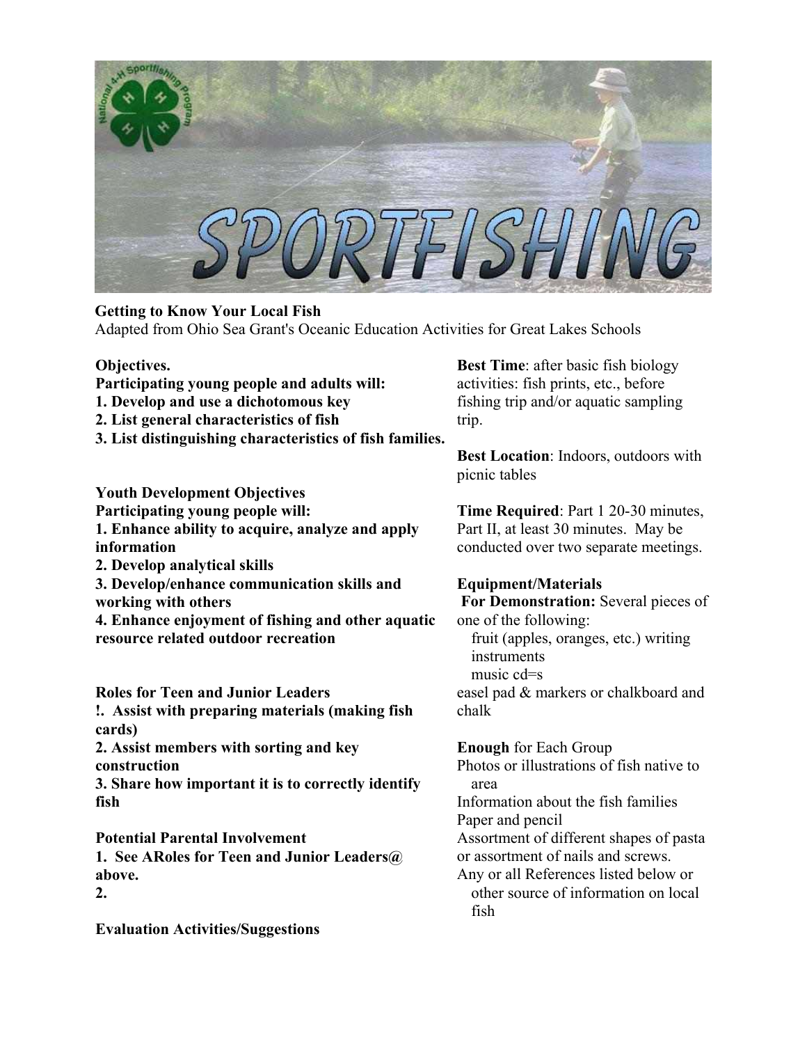# SPORTFISHING

**Getting to Know Your Local Fish**

Adapted from Ohio Sea Grant's Oceanic Education Activities for Great Lakes Schools

**Objectives.**

**Participating young people and adults will:**

**1. Develop and use a dichotomous key**

**2. List general characteristics of fish**

**3. List distinguishing characteristics of fish families.**

**Youth Development Objectives**

**Participating young people will:**

**1. Enhance ability to acquire, analyze and apply information**

**2. Develop analytical skills**

**3. Develop/enhance communication skills and working with others**

**4. Enhance enjoyment of fishing and other aquatic resource related outdoor recreation**

**Roles for Teen and Junior Leaders**

**!. Assist with preparing materials (making fish cards)**

**2. Assist members with sorting and key construction**

**3. Share how important it is to correctly identify fish**

**Potential Parental Involvement**

**1. See ARoles for Teen and Junior Leaders@ above.**

**2.**

**Evaluation Activities/Suggestions**

**Best Time**: after basic fish biology activities: fish prints, etc., before fishing trip and/or aquatic sampling trip.

**Best Location**: Indoors, outdoors with picnic tables

**Time Required**: Part 1 20-30 minutes, Part II, at least 30 minutes. May be conducted over two separate meetings.

**Equipment/Materials**

**For Demonstration:** Several pieces of one of the following:

fruit (apples, oranges, etc.) writing instruments

music cd=s

easel pad & markers or chalkboard and chalk

**Enough** for Each Group

Photos or illustrations of fish native to area

Information about the fish families

Paper and pencil

Assortment of different shapes of pasta or assortment of nails and screws.

Any or all References listed below or other source of information on local fish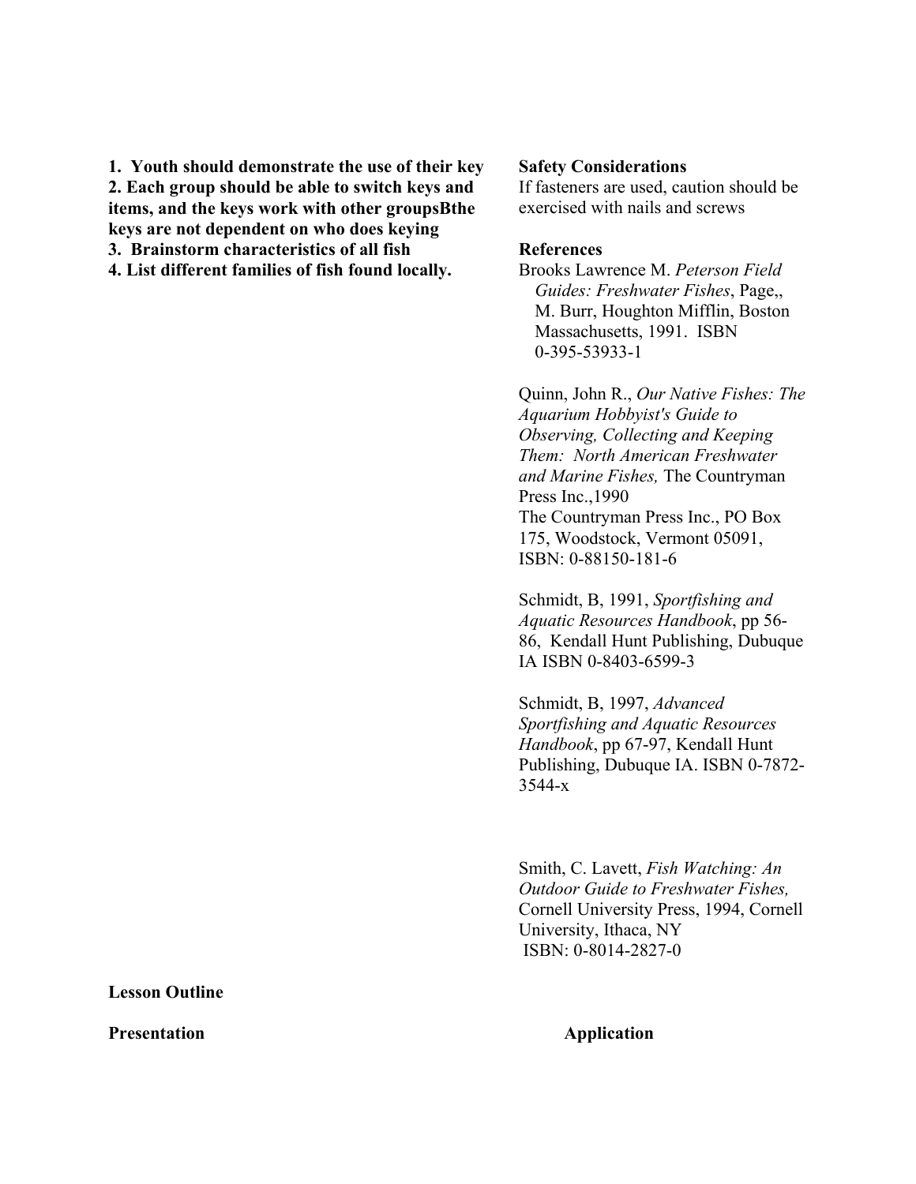**1. Youth should demonstrate the use of their key**
**2. Each group should be able to switch keys and items, and the keys work with other groupsBthe keys are not dependent on who does keying**
**3. Brainstorm characteristics of all fish**
**4. List different families of fish found locally.**

**Safety Considerations**

If fasteners are used, caution should be exercised with nails and screws

**References**

Brooks Lawrence M. *Peterson Field Guides: Freshwater Fishes*, Page,, M. Burr, Houghton Mifflin, Boston Massachusetts, 1991. ISBN 0-395-53933-1

Quinn, John R., *Our Native Fishes: The Aquarium Hobbyist's Guide to Observing, Collecting and Keeping Them: North American Freshwater and Marine Fishes,* The Countryman Press Inc.,1990
The Countryman Press Inc., PO Box 175, Woodstock, Vermont 05091, ISBN: 0-88150-181-6

Schmidt, B, 1991, *Sportfishing and Aquatic Resources Handbook*, pp 56-86, Kendall Hunt Publishing, Dubuque IA ISBN 0-8403-6599-3

Schmidt, B, 1997, *Advanced Sportfishing and Aquatic Resources Handbook*, pp 67-97, Kendall Hunt Publishing, Dubuque IA. ISBN 0-7872-3544-x

Smith, C. Lavett, *Fish Watching: An Outdoor Guide to Freshwater Fishes,* Cornell University Press, 1994, Cornell University, Ithaca, NY
ISBN: 0-8014-2827-0

**Lesson Outline**

**Presentation** **Application**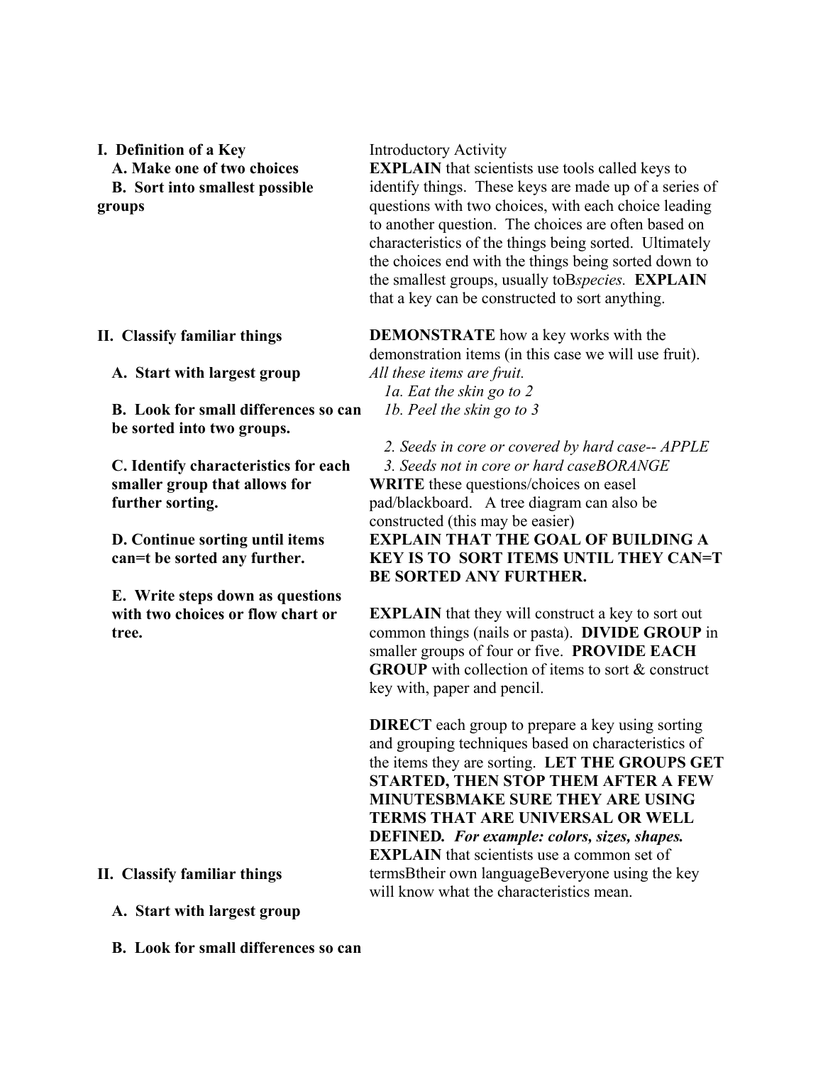**I. Definition of a Key**

**A. Make one of two choices**

**B. Sort into smallest possible groups**

Introductory Activity

**EXPLAIN** that scientists use tools called keys to identify things. These keys are made up of a series of questions with two choices, with each choice leading to another question. The choices are often based on characteristics of the things being sorted. Ultimately the choices end with the things being sorted down to the smallest groups, usually toB*species.* **EXPLAIN** that a key can be constructed to sort anything.

**II. Classify familiar things**

**A. Start with largest group**

**B. Look for small differences so can be sorted into two groups.**

**C. Identify characteristics for each smaller group that allows for further sorting.**

**D. Continue sorting until items can=t be sorted any further.**

**E. Write steps down as questions with two choices or flow chart or tree.**

**DEMONSTRATE** how a key works with the demonstration items (in this case we will use fruit).

*All these items are fruit.*

*1a. Eat the skin go to 2*
*1b. Peel the skin go to 3*

*2. Seeds in core or covered by hard case-- APPLE*
*3. Seeds not in core or hard caseBORANGE*

**WRITE** these questions/choices on easel pad/blackboard. A tree diagram can also be constructed (this may be easier)

**EXPLAIN THAT THE GOAL OF BUILDING A KEY IS TO SORT ITEMS UNTIL THEY CAN=T BE SORTED ANY FURTHER.**

**EXPLAIN** that they will construct a key to sort out common things (nails or pasta). **DIVIDE GROUP** in smaller groups of four or five. **PROVIDE EACH GROUP** with collection of items to sort & construct key with, paper and pencil.

**DIRECT** each group to prepare a key using sorting and grouping techniques based on characteristics of the items they are sorting. **LET THE GROUPS GET STARTED, THEN STOP THEM AFTER A FEW MINUTESBMAKE SURE THEY ARE USING TERMS THAT ARE UNIVERSAL OR WELL DEFINED.** ***For example: colors, sizes, shapes.*** **EXPLAIN** that scientists use a common set of termsBtheir own languageBeveryone using the key will know what the characteristics mean.

**II. Classify familiar things**

**A. Start with largest group**

**B. Look for small differences so can**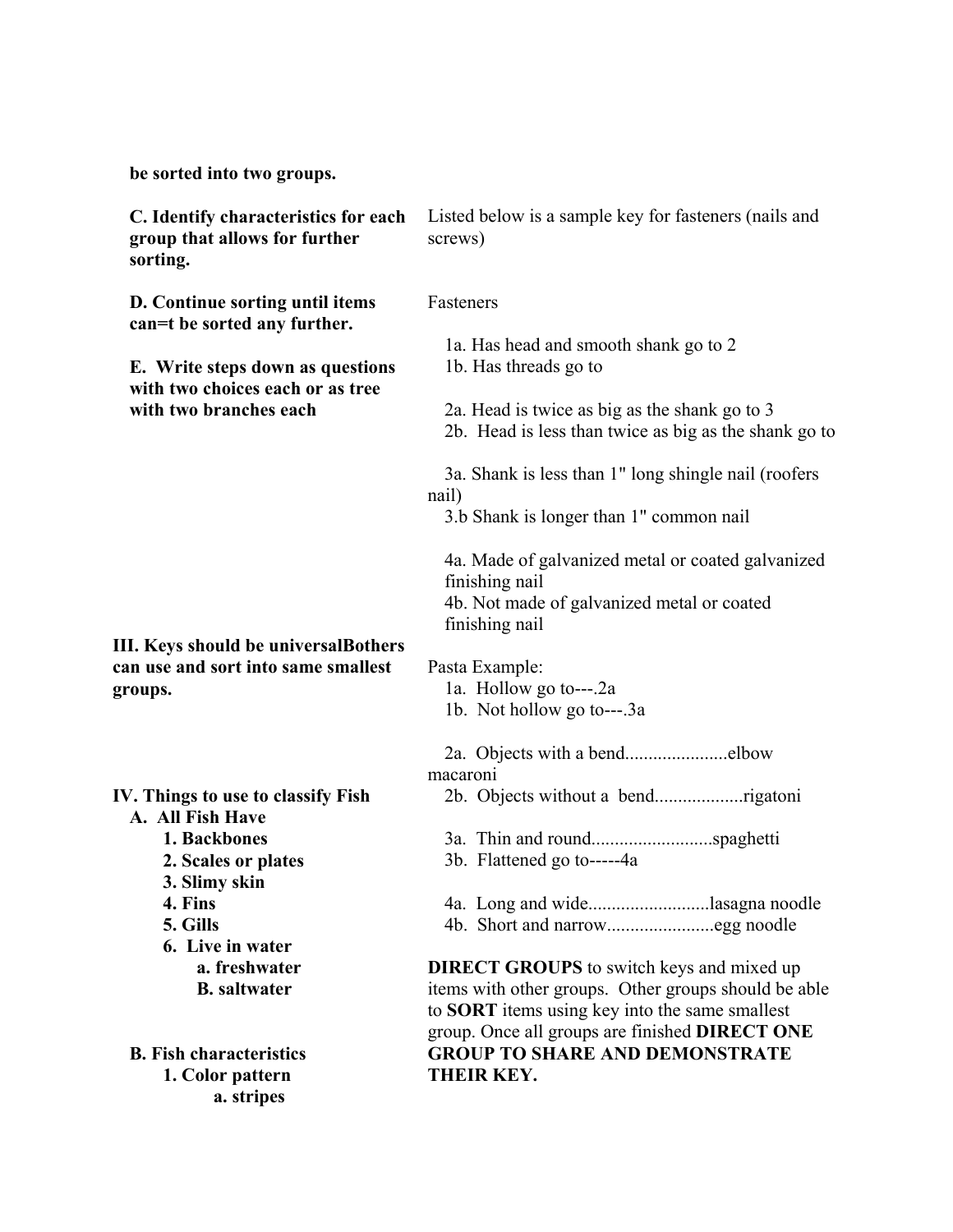**be sorted into two groups.**

**C. Identify characteristics for each group that allows for further sorting.**

**D. Continue sorting until items can=t be sorted any further.**

**E. Write steps down as questions with two choices each or as tree with two branches each**

Listed below is a sample key for fasteners (nails and screws)

Fasteners

1a. Has head and smooth shank go to 2
1b. Has threads go to

2a. Head is twice as big as the shank go to 3
2b. Head is less than twice as big as the shank go to

3a. Shank is less than 1" long shingle nail (roofers nail)
3.b Shank is longer than 1" common nail

4a. Made of galvanized metal or coated galvanized finishing nail
4b. Not made of galvanized metal or coated finishing nail

**III. Keys should be universalBothers can use and sort into same smallest groups.**

Pasta Example:

1a. Hollow go to---.2a
1b. Not hollow go to---.3a

2a. Objects with a bend......................elbow macaroni
2b. Objects without a bend...................rigatoni

3a. Thin and round..........................spaghetti
3b. Flattened go to-----4a

4a. Long and wide..........................lasagna noodle
4b. Short and narrow.......................egg noodle

**DIRECT GROUPS** to switch keys and mixed up items with other groups. Other groups should be able to **SORT** items using key into the same smallest group. Once all groups are finished **DIRECT ONE GROUP TO SHARE AND DEMONSTRATE THEIR KEY.**

**IV. Things to use to classify Fish**

**A. All Fish Have**

1. **Backbones**
2. **Scales or plates**
3. **Slimy skin**
4. **Fins**
5. **Gills**
6. **Live in water**
   - **a. freshwater**
   - **B. saltwater**

**B. Fish characteristics**

1. **Color pattern**
   - **a. stripes**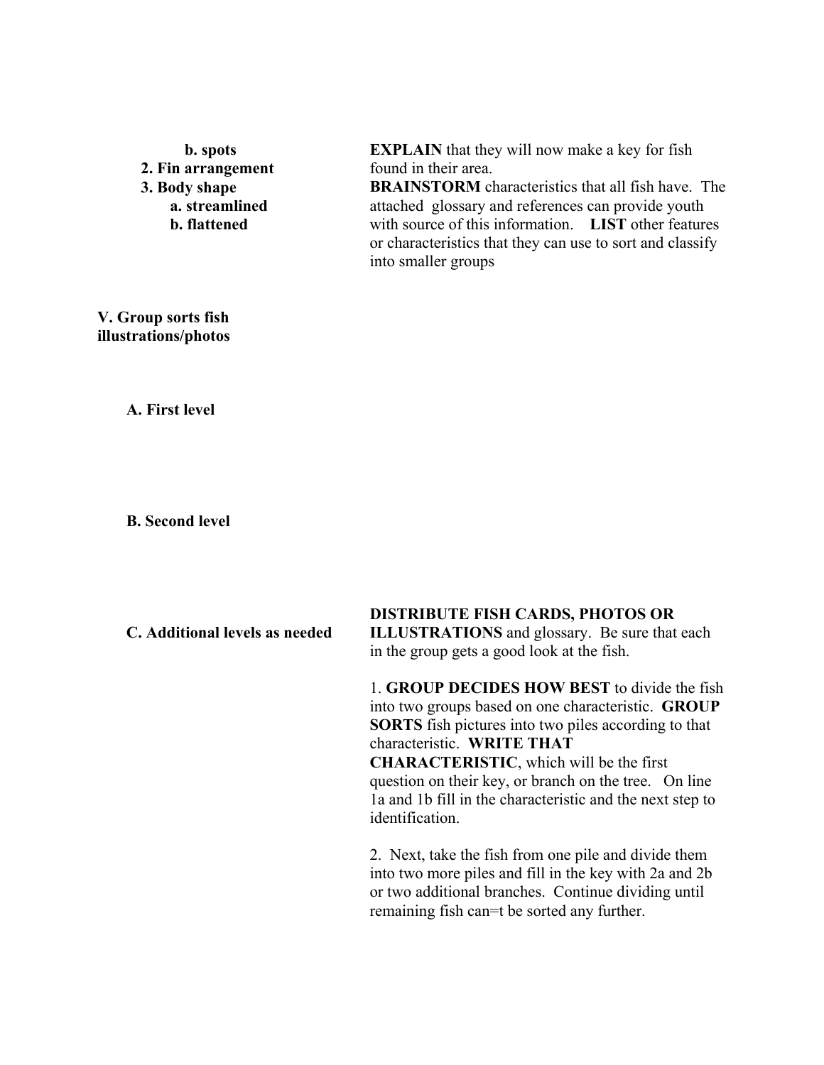**b. spots**

**2. Fin arrangement**

**3. Body shape**

**a. streamlined**

**b. flattened**

**EXPLAIN** that they will now make a key for fish found in their area.

**BRAINSTORM** characteristics that all fish have. The attached glossary and references can provide youth with source of this information. **LIST** other features or characteristics that they can use to sort and classify into smaller groups

**V. Group sorts fish illustrations/photos**

**A. First level**

**B. Second level**

**C. Additional levels as needed**

**DISTRIBUTE FISH CARDS, PHOTOS OR ILLUSTRATIONS** and glossary. Be sure that each in the group gets a good look at the fish.

1. **GROUP DECIDES HOW BEST** to divide the fish into two groups based on one characteristic. **GROUP SORTS** fish pictures into two piles according to that characteristic. **WRITE THAT CHARACTERISTIC**, which will be the first question on their key, or branch on the tree. On line 1a and 1b fill in the characteristic and the next step to identification.

2. Next, take the fish from one pile and divide them into two more piles and fill in the key with 2a and 2b or two additional branches. Continue dividing until remaining fish can=t be sorted any further.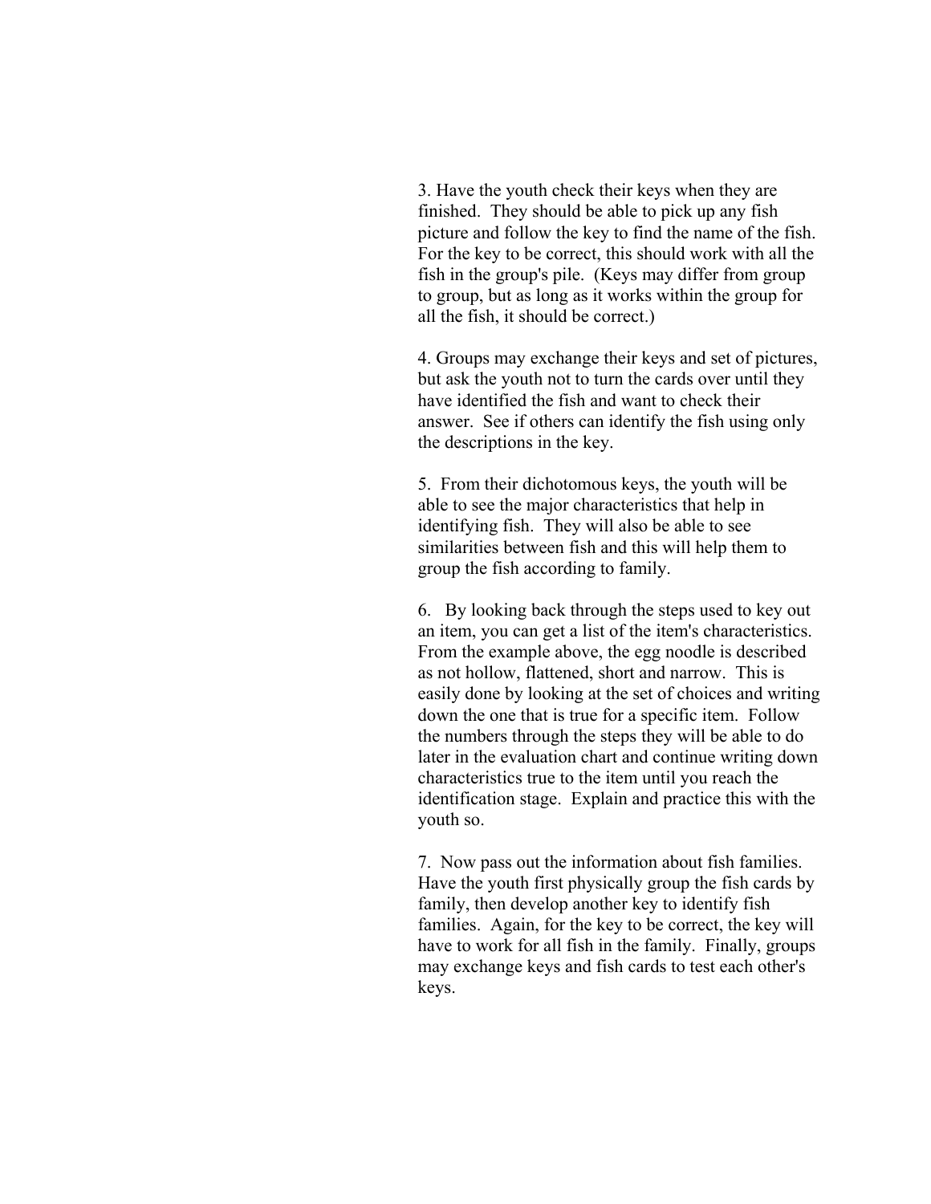3. Have the youth check their keys when they are finished. They should be able to pick up any fish picture and follow the key to find the name of the fish. For the key to be correct, this should work with all the fish in the group's pile. (Keys may differ from group to group, but as long as it works within the group for all the fish, it should be correct.)

4. Groups may exchange their keys and set of pictures, but ask the youth not to turn the cards over until they have identified the fish and want to check their answer. See if others can identify the fish using only the descriptions in the key.

5. From their dichotomous keys, the youth will be able to see the major characteristics that help in identifying fish. They will also be able to see similarities between fish and this will help them to group the fish according to family.

6. By looking back through the steps used to key out an item, you can get a list of the item's characteristics. From the example above, the egg noodle is described as not hollow, flattened, short and narrow. This is easily done by looking at the set of choices and writing down the one that is true for a specific item. Follow the numbers through the steps they will be able to do later in the evaluation chart and continue writing down characteristics true to the item until you reach the identification stage. Explain and practice this with the youth so.

7. Now pass out the information about fish families. Have the youth first physically group the fish cards by family, then develop another key to identify fish families. Again, for the key to be correct, the key will have to work for all fish in the family. Finally, groups may exchange keys and fish cards to test each other's keys.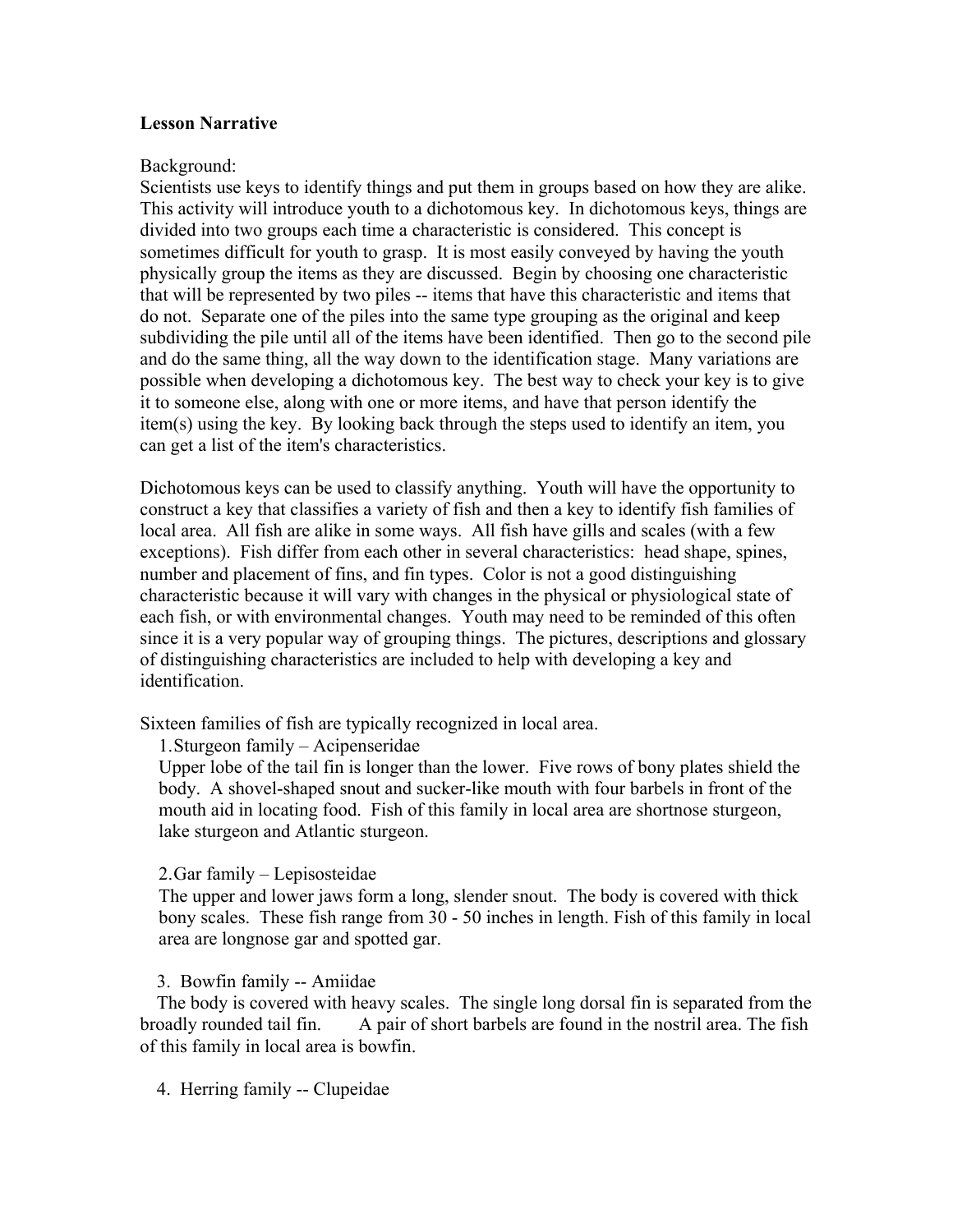**Lesson Narrative**

Background:
Scientists use keys to identify things and put them in groups based on how they are alike. This activity will introduce youth to a dichotomous key. In dichotomous keys, things are divided into two groups each time a characteristic is considered. This concept is sometimes difficult for youth to grasp. It is most easily conveyed by having the youth physically group the items as they are discussed. Begin by choosing one characteristic that will be represented by two piles -- items that have this characteristic and items that do not. Separate one of the piles into the same type grouping as the original and keep subdividing the pile until all of the items have been identified. Then go to the second pile and do the same thing, all the way down to the identification stage. Many variations are possible when developing a dichotomous key. The best way to check your key is to give it to someone else, along with one or more items, and have that person identify the item(s) using the key. By looking back through the steps used to identify an item, you can get a list of the item's characteristics.

Dichotomous keys can be used to classify anything. Youth will have the opportunity to construct a key that classifies a variety of fish and then a key to identify fish families of local area. All fish are alike in some ways. All fish have gills and scales (with a few exceptions). Fish differ from each other in several characteristics: head shape, spines, number and placement of fins, and fin types. Color is not a good distinguishing characteristic because it will vary with changes in the physical or physiological state of each fish, or with environmental changes. Youth may need to be reminded of this often since it is a very popular way of grouping things. The pictures, descriptions and glossary of distinguishing characteristics are included to help with developing a key and identification.

Sixteen families of fish are typically recognized in local area.

1. Sturgeon family – Acipenseridae
   Upper lobe of the tail fin is longer than the lower. Five rows of bony plates shield the body. A shovel-shaped snout and sucker-like mouth with four barbels in front of the mouth aid in locating food. Fish of this family in local area are shortnose sturgeon, lake sturgeon and Atlantic sturgeon.

2. Gar family – Lepisosteidae
   The upper and lower jaws form a long, slender snout. The body is covered with thick bony scales. These fish range from 30 - 50 inches in length. Fish of this family in local area are longnose gar and spotted gar.

3. Bowfin family -- Amiidae
   The body is covered with heavy scales. The single long dorsal fin is separated from the broadly rounded tail fin. A pair of short barbels are found in the nostril area. The fish of this family in local area is bowfin.

4. Herring family -- Clupeidae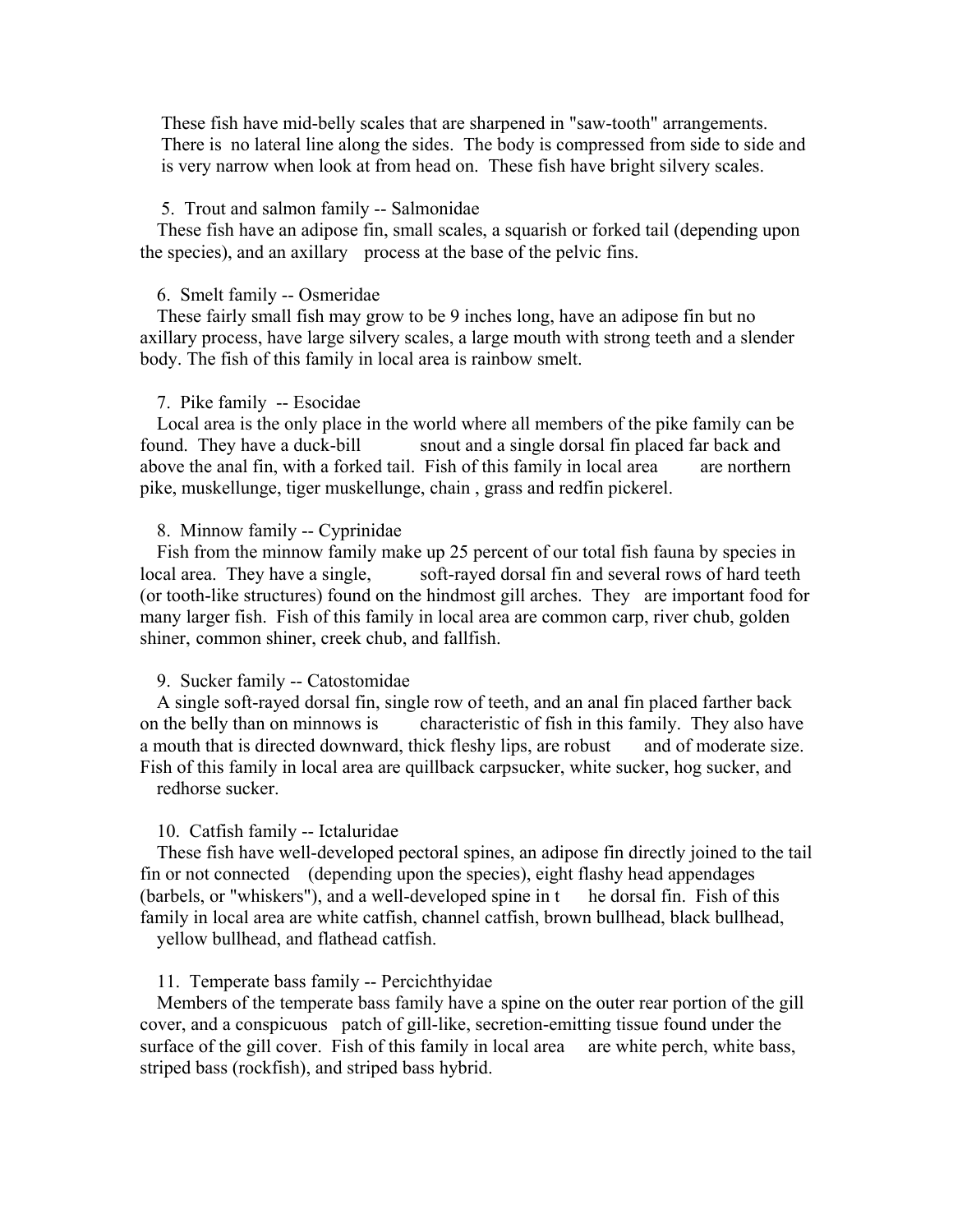These fish have mid-belly scales that are sharpened in "saw-tooth" arrangements. There is no lateral line along the sides. The body is compressed from side to side and is very narrow when look at from head on. These fish have bright silvery scales.

5. Trout and salmon family -- Salmonidae

These fish have an adipose fin, small scales, a squarish or forked tail (depending upon the species), and an axillary process at the base of the pelvic fins.

6. Smelt family -- Osmeridae

These fairly small fish may grow to be 9 inches long, have an adipose fin but no axillary process, have large silvery scales, a large mouth with strong teeth and a slender body. The fish of this family in local area is rainbow smelt.

7. Pike family -- Esocidae

Local area is the only place in the world where all members of the pike family can be found. They have a duck-bill snout and a single dorsal fin placed far back and above the anal fin, with a forked tail. Fish of this family in local area are northern pike, muskellunge, tiger muskellunge, chain , grass and redfin pickerel.

8. Minnow family -- Cyprinidae

Fish from the minnow family make up 25 percent of our total fish fauna by species in local area. They have a single, soft-rayed dorsal fin and several rows of hard teeth (or tooth-like structures) found on the hindmost gill arches. They are important food for many larger fish. Fish of this family in local area are common carp, river chub, golden shiner, common shiner, creek chub, and fallfish.

9. Sucker family -- Catostomidae

A single soft-rayed dorsal fin, single row of teeth, and an anal fin placed farther back on the belly than on minnows is characteristic of fish in this family. They also have a mouth that is directed downward, thick fleshy lips, are robust and of moderate size. Fish of this family in local area are quillback carpsucker, white sucker, hog sucker, and redhorse sucker.

10. Catfish family -- Ictaluridae

These fish have well-developed pectoral spines, an adipose fin directly joined to the tail fin or not connected (depending upon the species), eight flashy head appendages (barbels, or "whiskers"), and a well-developed spine in t he dorsal fin. Fish of this family in local area are white catfish, channel catfish, brown bullhead, black bullhead, yellow bullhead, and flathead catfish.

11. Temperate bass family -- Percichthyidae

Members of the temperate bass family have a spine on the outer rear portion of the gill cover, and a conspicuous patch of gill-like, secretion-emitting tissue found under the surface of the gill cover. Fish of this family in local area are white perch, white bass, striped bass (rockfish), and striped bass hybrid.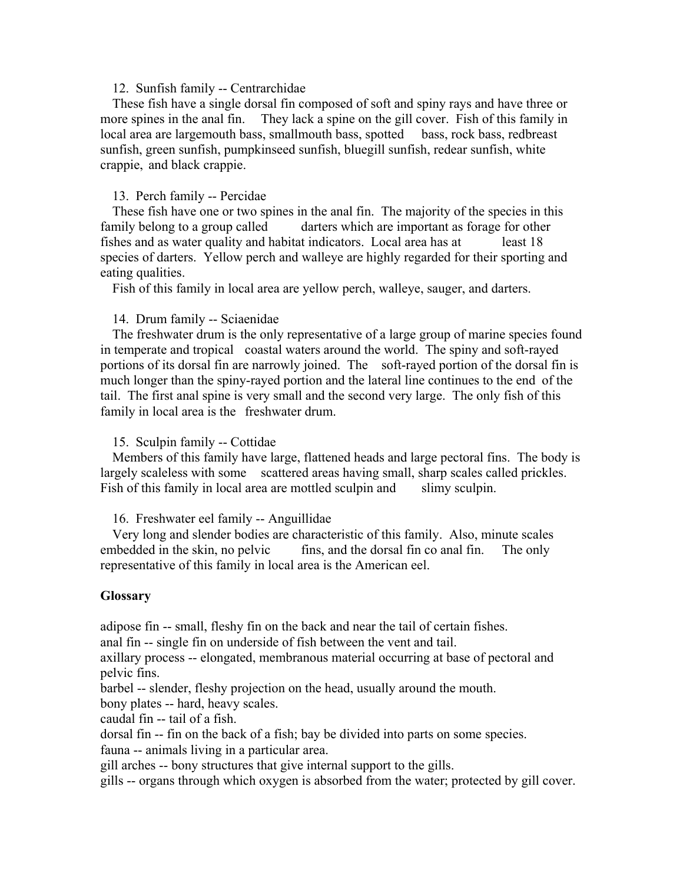12. Sunfish family -- Centrarchidae

These fish have a single dorsal fin composed of soft and spiny rays and have three or more spines in the anal fin. They lack a spine on the gill cover. Fish of this family in local area are largemouth bass, smallmouth bass, spotted bass, rock bass, redbreast sunfish, green sunfish, pumpkinseed sunfish, bluegill sunfish, redear sunfish, white crappie, and black crappie.

13. Perch family -- Percidae

These fish have one or two spines in the anal fin. The majority of the species in this family belong to a group called darters which are important as forage for other fishes and as water quality and habitat indicators. Local area has at least 18 species of darters. Yellow perch and walleye are highly regarded for their sporting and eating qualities.

Fish of this family in local area are yellow perch, walleye, sauger, and darters.

14. Drum family -- Sciaenidae

The freshwater drum is the only representative of a large group of marine species found in temperate and tropical coastal waters around the world. The spiny and soft-rayed portions of its dorsal fin are narrowly joined. The soft-rayed portion of the dorsal fin is much longer than the spiny-rayed portion and the lateral line continues to the end of the tail. The first anal spine is very small and the second very large. The only fish of this family in local area is the freshwater drum.

15. Sculpin family -- Cottidae

Members of this family have large, flattened heads and large pectoral fins. The body is largely scaleless with some scattered areas having small, sharp scales called prickles. Fish of this family in local area are mottled sculpin and slimy sculpin.

16. Freshwater eel family -- Anguillidae

Very long and slender bodies are characteristic of this family. Also, minute scales embedded in the skin, no pelvic fins, and the dorsal fin co anal fin. The only representative of this family in local area is the American eel.

## Glossary

adipose fin -- small, fleshy fin on the back and near the tail of certain fishes.
anal fin -- single fin on underside of fish between the vent and tail.
axillary process -- elongated, membranous material occurring at base of pectoral and pelvic fins.
barbel -- slender, fleshy projection on the head, usually around the mouth.
bony plates -- hard, heavy scales.
caudal fin -- tail of a fish.
dorsal fin -- fin on the back of a fish; bay be divided into parts on some species.
fauna -- animals living in a particular area.
gill arches -- bony structures that give internal support to the gills.
gills -- organs through which oxygen is absorbed from the water; protected by gill cover.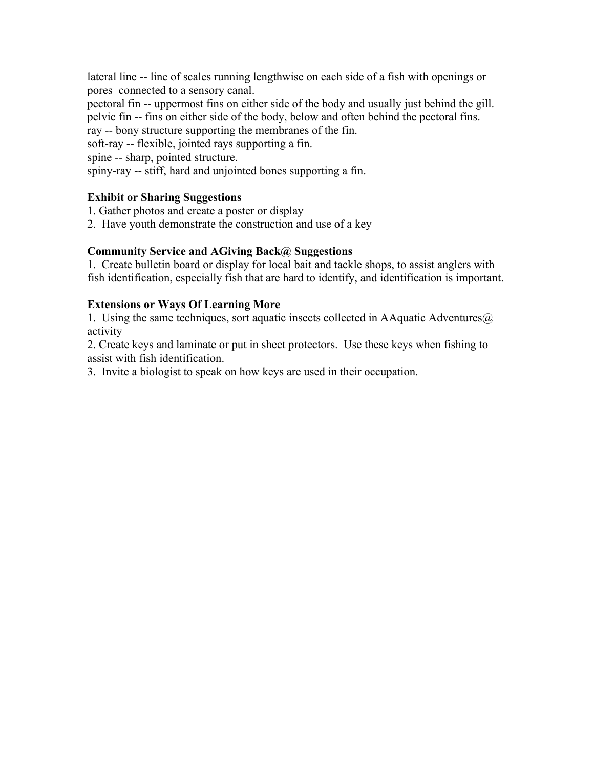lateral line -- line of scales running lengthwise on each side of a fish with openings or pores connected to a sensory canal.
pectoral fin -- uppermost fins on either side of the body and usually just behind the gill.
pelvic fin -- fins on either side of the body, below and often behind the pectoral fins.
ray -- bony structure supporting the membranes of the fin.
soft-ray -- flexible, jointed rays supporting a fin.
spine -- sharp, pointed structure.
spiny-ray -- stiff, hard and unjointed bones supporting a fin.

**Exhibit or Sharing Suggestions**

1. Gather photos and create a poster or display
2. Have youth demonstrate the construction and use of a key

**Community Service and AGiving Back@ Suggestions**

1. Create bulletin board or display for local bait and tackle shops, to assist anglers with fish identification, especially fish that are hard to identify, and identification is important.

**Extensions or Ways Of Learning More**

1. Using the same techniques, sort aquatic insects collected in AAquatic Adventures@ activity
2. Create keys and laminate or put in sheet protectors. Use these keys when fishing to assist with fish identification.
3. Invite a biologist to speak on how keys are used in their occupation.